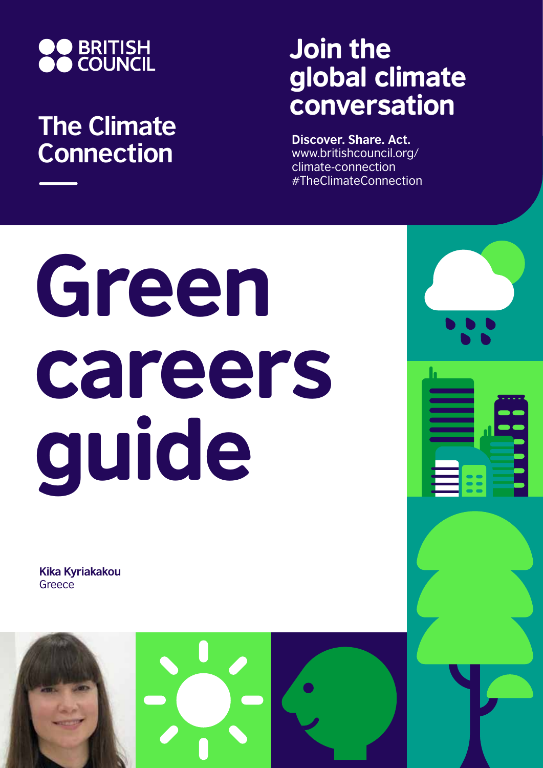BRITISH COUNCIL

## The Climate Connection

## Join the global climate conversation

**Discover. Share. Act.**
www.britishcouncil.org/climate-connection
#TheClimateConnection

# Green careers guide

**Kika Kyriakakou**
Greece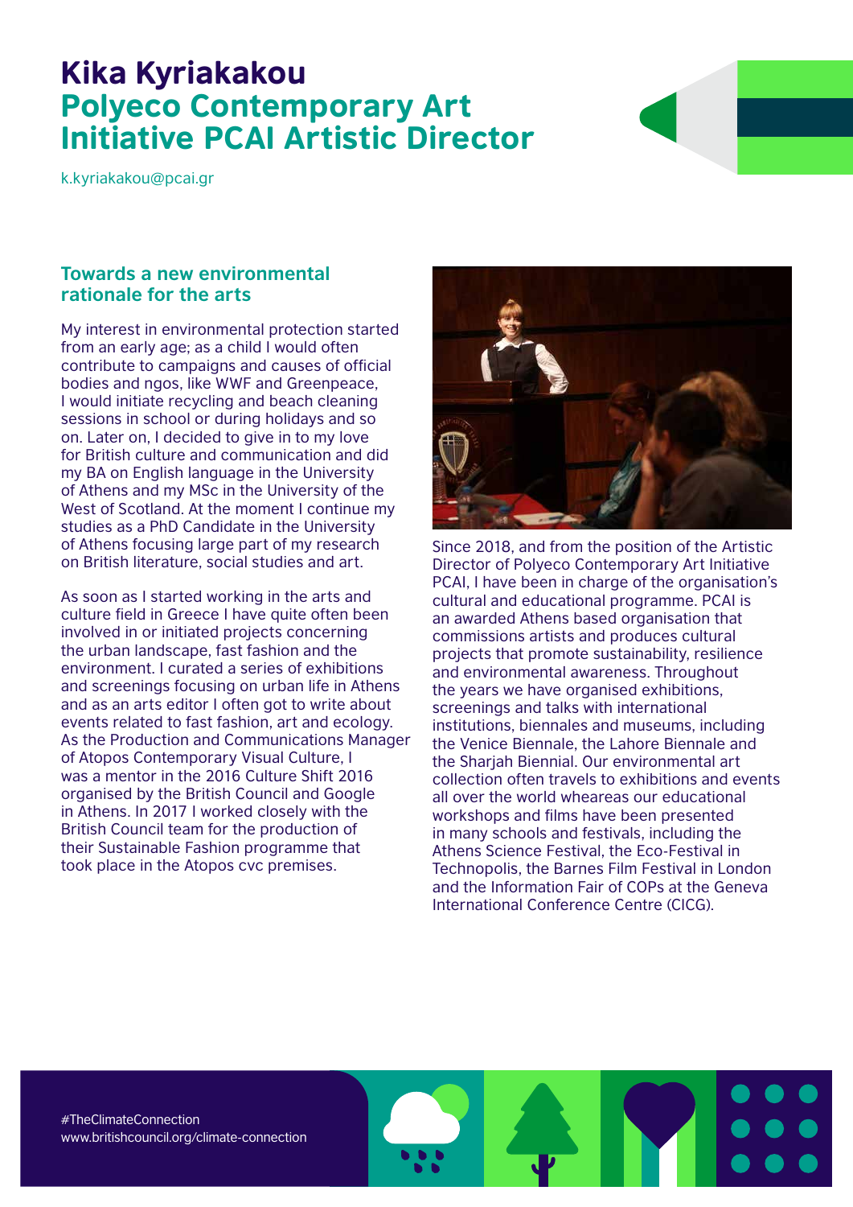# Kika Kyriakakou

## Polyeco Contemporary Art Initiative PCAI Artistic Director

k.kyriakakou@pcai.gr

### Towards a new environmental rationale for the arts

My interest in environmental protection started from an early age; as a child I would often contribute to campaigns and causes of official bodies and ngos, like WWF and Greenpeace, I would initiate recycling and beach cleaning sessions in school or during holidays and so on. Later on, I decided to give in to my love for British culture and communication and did my BA on English language in the University of Athens and my MSc in the University of the West of Scotland. At the moment I continue my studies as a PhD Candidate in the University of Athens focusing large part of my research on British literature, social studies and art.

As soon as I started working in the arts and culture field in Greece I have quite often been involved in or initiated projects concerning the urban landscape, fast fashion and the environment. I curated a series of exhibitions and screenings focusing on urban life in Athens and as an arts editor I often got to write about events related to fast fashion, art and ecology. As the Production and Communications Manager of Atopos Contemporary Visual Culture, I was a mentor in the 2016 Culture Shift 2016 organised by the British Council and Google in Athens. In 2017 I worked closely with the British Council team for the production of their Sustainable Fashion programme that took place in the Atopos cvc premises.

Since 2018, and from the position of the Artistic Director of Polyeco Contemporary Art Initiative PCAI, I have been in charge of the organisation's cultural and educational programme. PCAI is an awarded Athens based organisation that commissions artists and produces cultural projects that promote sustainability, resilience and environmental awareness. Throughout the years we have organised exhibitions, screenings and talks with international institutions, biennales and museums, including the Venice Biennale, the Lahore Biennale and the Sharjah Biennial. Our environmental art collection often travels to exhibitions and events all over the world wheareas our educational workshops and films have been presented in many schools and festivals, including the Athens Science Festival, the Eco-Festival in Technopolis, the Barnes Film Festival in London and the Information Fair of COPs at the Geneva International Conference Centre (CICG).

#TheClimateConnection
www.britishcouncil.org/climate-connection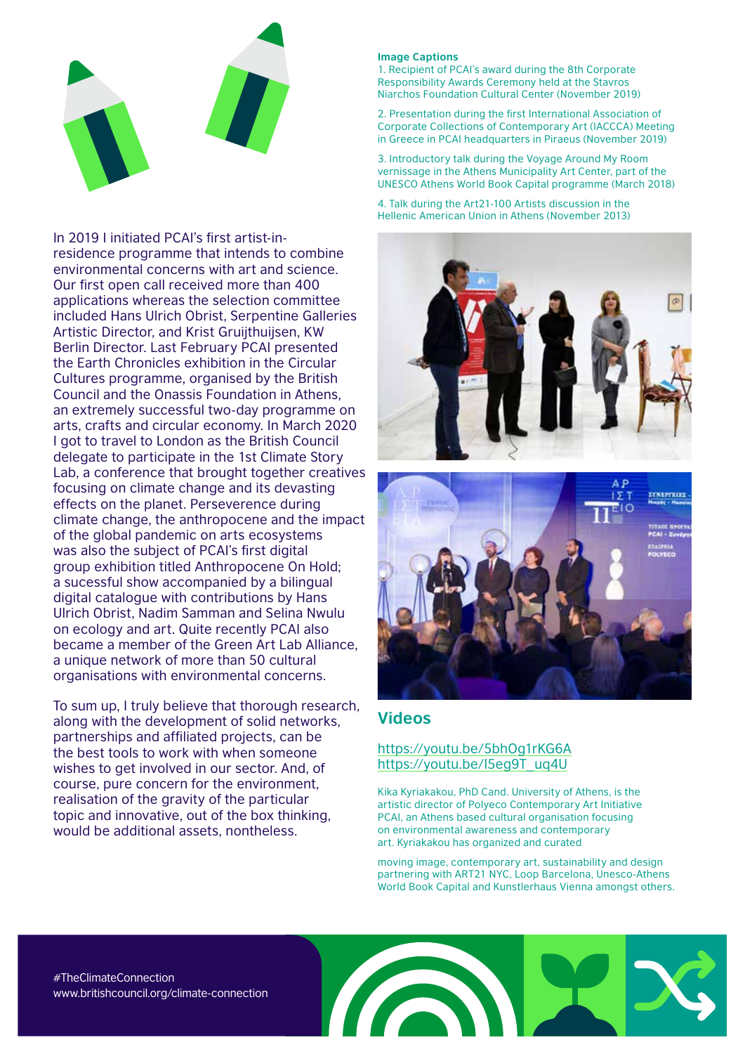In 2019 I initiated PCAI's first artist-in-residence programme that intends to combine environmental concerns with art and science. Our first open call received more than 400 applications whereas the selection committee included Hans Ulrich Obrist, Serpentine Galleries Artistic Director, and Krist Gruijthuijsen, KW Berlin Director. Last February PCAI presented the Earth Chronicles exhibition in the Circular Cultures programme, organised by the British Council and the Onassis Foundation in Athens, an extremely successful two-day programme on arts, crafts and circular economy. In March 2020 I got to travel to London as the British Council delegate to participate in the 1st Climate Story Lab, a conference that brought together creatives focusing on climate change and its devasting effects on the planet. Perseverence during climate change, the anthropocene and the impact of the global pandemic on arts ecosystems was also the subject of PCAI's first digital group exhibition titled Anthropocene On Hold; a sucessful show accompanied by a bilingual digital catalogue with contributions by Hans Ulrich Obrist, Nadim Samman and Selina Nwulu on ecology and art. Quite recently PCAI also became a member of the Green Art Lab Alliance, a unique network of more than 50 cultural organisations with environmental concerns.

To sum up, I truly believe that thorough research, along with the development of solid networks, partnerships and affiliated projects, can be the best tools to work with when someone wishes to get involved in our sector. And, of course, pure concern for the environment, realisation of the gravity of the particular topic and innovative, out of the box thinking, would be additional assets, nontheless.

**Image Captions**

1. Recipient of PCAI's award during the 8th Corporate Responsibility Awards Ceremony held at the Stavros Niarchos Foundation Cultural Center (November 2019)

2. Presentation during the first International Association of Corporate Collections of Contemporary Art (IACCCA) Meeting in Greece in PCAI headquarters in Piraeus (November 2019)

3. Introductory talk during the Voyage Around My Room vernissage in the Athens Municipality Art Center, part of the UNESCO Athens World Book Capital programme (March 2018)

4. Talk during the Art21-100 Artists discussion in the Hellenic American Union in Athens (November 2013)

## Videos

https://youtu.be/5bhOg1rKG6A
https://youtu.be/I5eg9T_uq4U

Kika Kyriakakou, PhD Cand. University of Athens, is the artistic director of Polyeco Contemporary Art Initiative PCAI, an Athens based cultural organisation focusing on environmental awareness and contemporary art. Kyriakakou has organized and curated

moving image, contemporary art, sustainability and design partnering with ART21 NYC, Loop Barcelona, Unesco-Athens World Book Capital and Kunstlerhaus Vienna amongst others.

#TheClimateConnection
www.britishcouncil.org/climate-connection